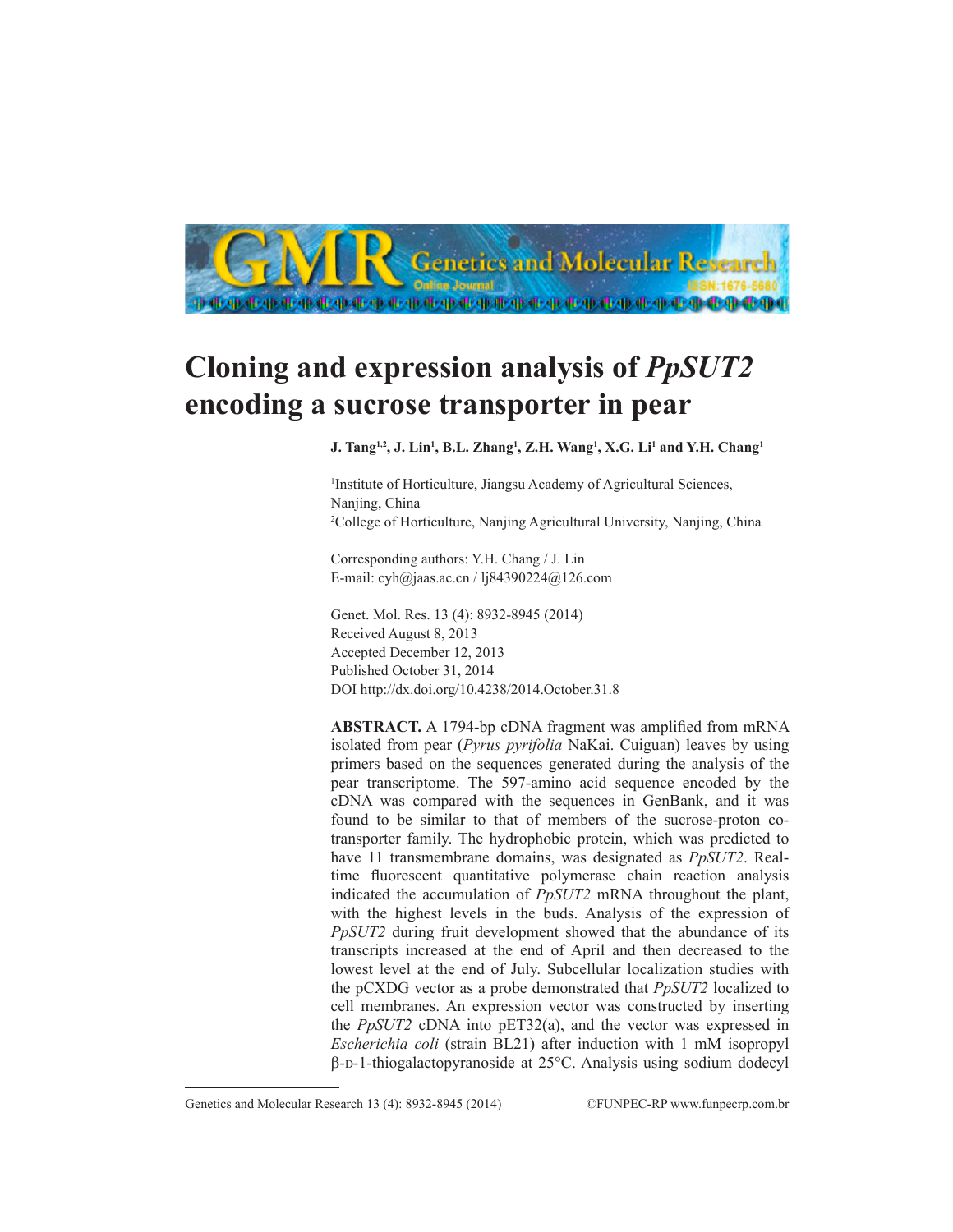# Cloning and expression analysis of *PpSUT2* encoding a sucrose transporter in pear

**J. Tang[1,2], J. Lin[1], B.L. Zhang[1], Z.H. Wang[1], X.G. Li[1] and Y.H. Chang[1]**

[1]Institute of Horticulture, Jiangsu Academy of Agricultural Sciences, Nanjing, China
[2]College of Horticulture, Nanjing Agricultural University, Nanjing, China

Corresponding authors: Y.H. Chang / J. Lin
E-mail: cyh@jaas.ac.cn / lj84390224@126.com

Genet. Mol. Res. 13 (4): 8932-8945 (2014)
Received August 8, 2013
Accepted December 12, 2013
Published October 31, 2014
DOI http://dx.doi.org/10.4238/2014.October.31.8

**ABSTRACT.** A 1794-bp cDNA fragment was amplified from mRNA isolated from pear (*Pyrus pyrifolia* NaKai. Cuiguan) leaves by using primers based on the sequences generated during the analysis of the pear transcriptome. The 597-amino acid sequence encoded by the cDNA was compared with the sequences in GenBank, and it was found to be similar to that of members of the sucrose-proton co-transporter family. The hydrophobic protein, which was predicted to have 11 transmembrane domains, was designated as *PpSUT2*. Real-time fluorescent quantitative polymerase chain reaction analysis indicated the accumulation of *PpSUT2* mRNA throughout the plant, with the highest levels in the buds. Analysis of the expression of *PpSUT2* during fruit development showed that the abundance of its transcripts increased at the end of April and then decreased to the lowest level at the end of July. Subcellular localization studies with the pCXDG vector as a probe demonstrated that *PpSUT2* localized to cell membranes. An expression vector was constructed by inserting the *PpSUT2* cDNA into pET32(a), and the vector was expressed in *Escherichia coli* (strain BL21) after induction with 1 mM isopropyl β-D-1-thiogalactopyranoside at 25°C. Analysis using sodium dodecyl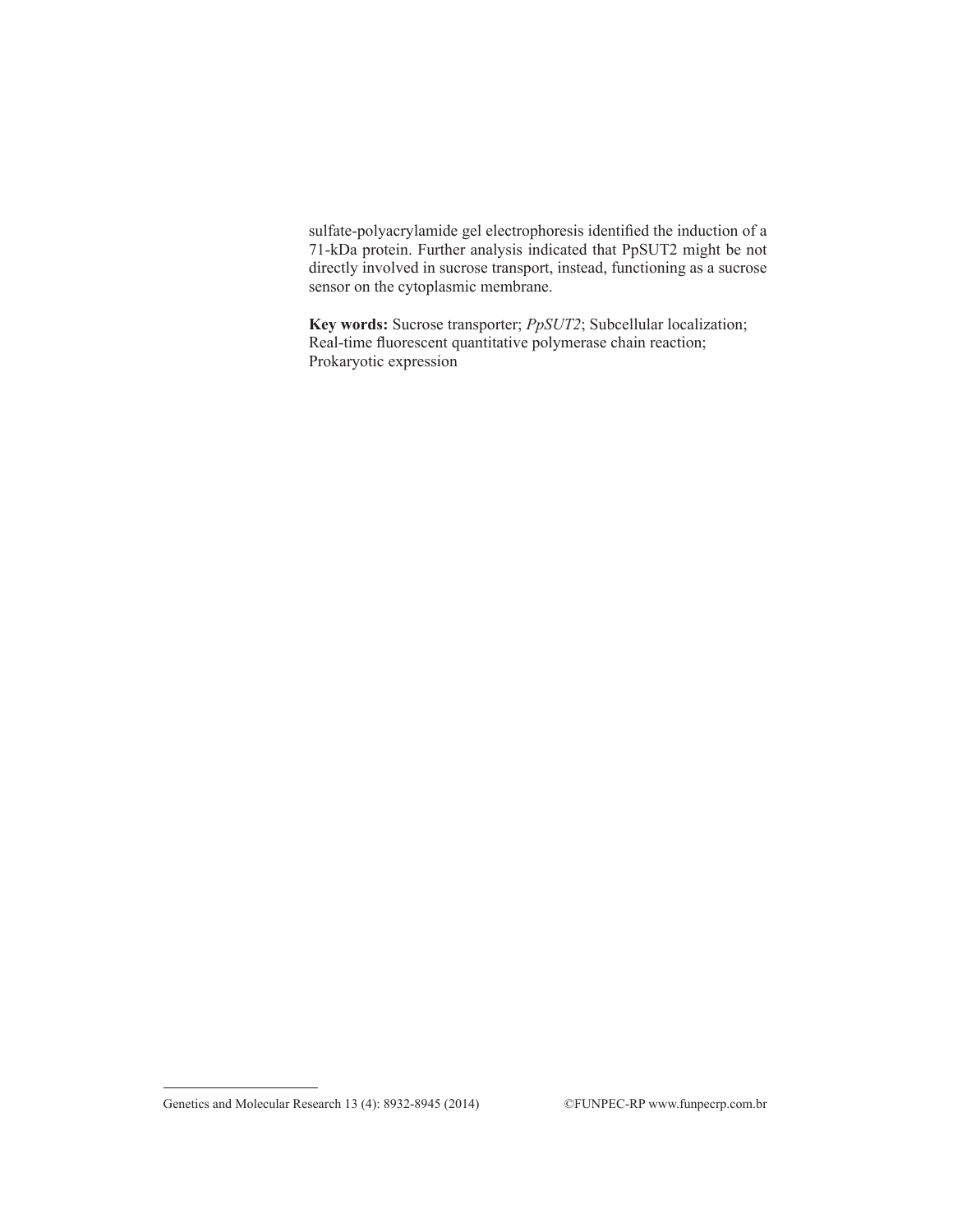sulfate-polyacrylamide gel electrophoresis identified the induction of a 71-kDa protein. Further analysis indicated that PpSUT2 might be not directly involved in sucrose transport, instead, functioning as a sucrose sensor on the cytoplasmic membrane.

**Key words:** Sucrose transporter; *PpSUT2*; Subcellular localization; Real-time fluorescent quantitative polymerase chain reaction; Prokaryotic expression